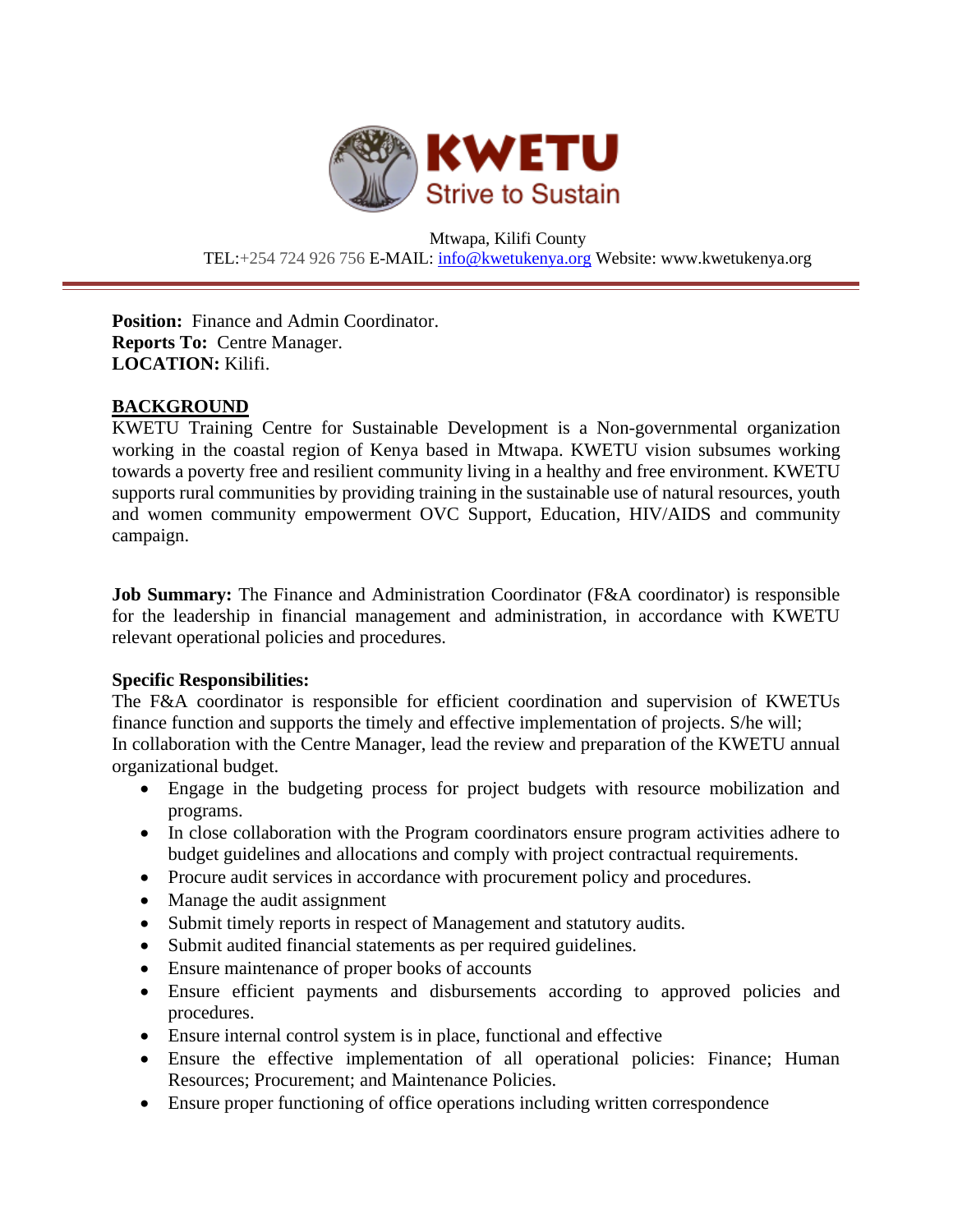# KWETU

Strive to Sustain

Mtwapa, Kilifi County

TEL:+254 724 926 756 E-MAIL: info@kwetukenya.org Website: www.kwetukenya.org

---

**Position:** Finance and Admin Coordinator.
**Reports To:** Centre Manager.
**LOCATION:** Kilifi.

## BACKGROUND

KWETU Training Centre for Sustainable Development is a Non-governmental organization working in the coastal region of Kenya based in Mtwapa. KWETU vision subsumes working towards a poverty free and resilient community living in a healthy and free environment. KWETU supports rural communities by providing training in the sustainable use of natural resources, youth and women community empowerment OVC Support, Education, HIV/AIDS and community campaign.

**Job Summary:** The Finance and Administration Coordinator (F&A coordinator) is responsible for the leadership in financial management and administration, in accordance with KWETU relevant operational policies and procedures.

**Specific Responsibilities:**

The F&A coordinator is responsible for efficient coordination and supervision of KWETUs finance function and supports the timely and effective implementation of projects. S/he will;

In collaboration with the Centre Manager, lead the review and preparation of the KWETU annual organizational budget.

- Engage in the budgeting process for project budgets with resource mobilization and programs.
- In close collaboration with the Program coordinators ensure program activities adhere to budget guidelines and allocations and comply with project contractual requirements.
- Procure audit services in accordance with procurement policy and procedures.
- Manage the audit assignment
- Submit timely reports in respect of Management and statutory audits.
- Submit audited financial statements as per required guidelines.
- Ensure maintenance of proper books of accounts
- Ensure efficient payments and disbursements according to approved policies and procedures.
- Ensure internal control system is in place, functional and effective
- Ensure the effective implementation of all operational policies: Finance; Human Resources; Procurement; and Maintenance Policies.
- Ensure proper functioning of office operations including written correspondence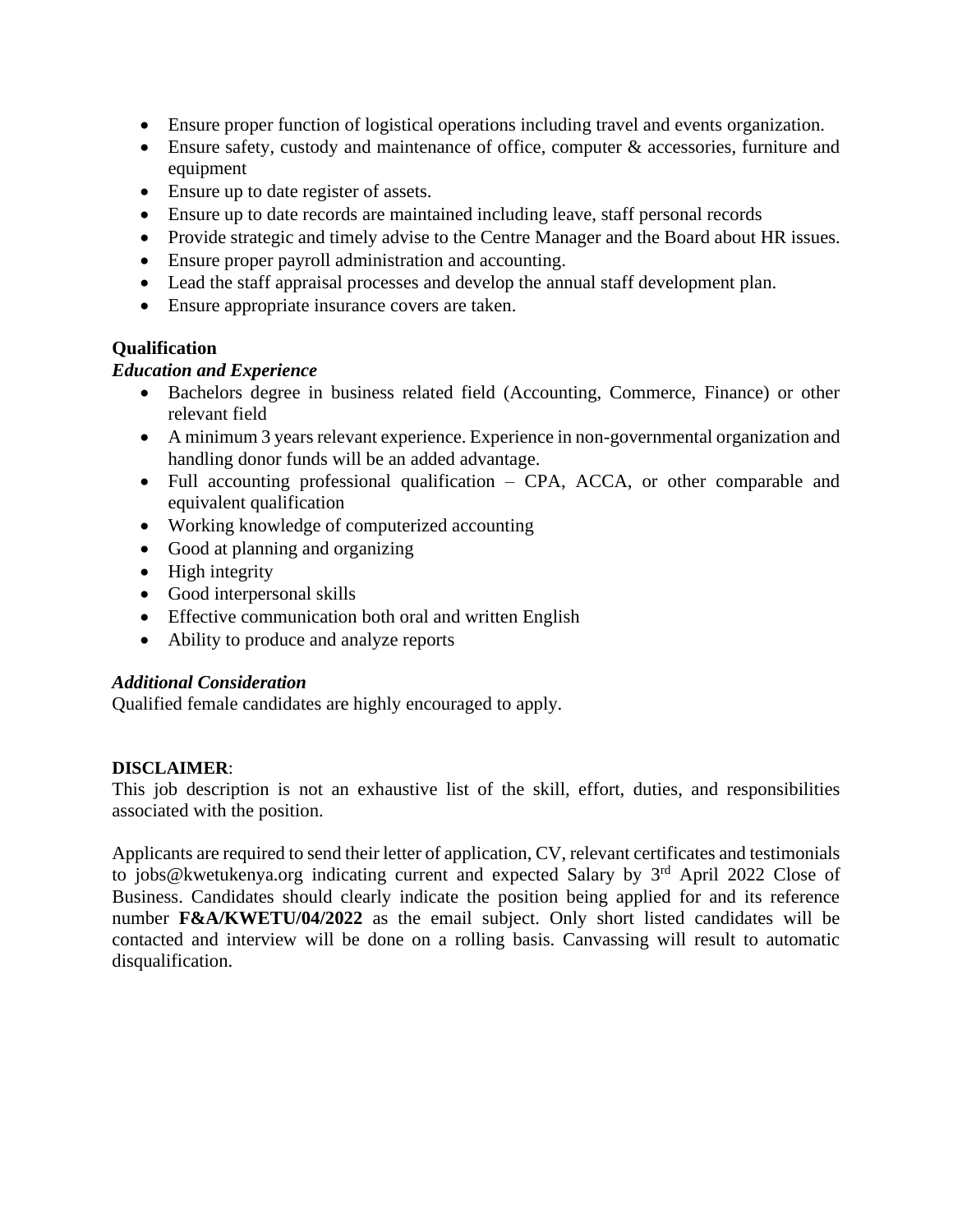- Ensure proper function of logistical operations including travel and events organization.
- Ensure safety, custody and maintenance of office, computer & accessories, furniture and equipment
- Ensure up to date register of assets.
- Ensure up to date records are maintained including leave, staff personal records
- Provide strategic and timely advise to the Centre Manager and the Board about HR issues.
- Ensure proper payroll administration and accounting.
- Lead the staff appraisal processes and develop the annual staff development plan.
- Ensure appropriate insurance covers are taken.

**Qualification**

***Education and Experience***

- Bachelors degree in business related field (Accounting, Commerce, Finance) or other relevant field
- A minimum 3 years relevant experience. Experience in non-governmental organization and handling donor funds will be an added advantage.
- Full accounting professional qualification – CPA, ACCA, or other comparable and equivalent qualification
- Working knowledge of computerized accounting
- Good at planning and organizing
- High integrity
- Good interpersonal skills
- Effective communication both oral and written English
- Ability to produce and analyze reports

***Additional Consideration***

Qualified female candidates are highly encouraged to apply.

**DISCLAIMER**:

This job description is not an exhaustive list of the skill, effort, duties, and responsibilities associated with the position.

Applicants are required to send their letter of application, CV, relevant certificates and testimonials to jobs@kwetukenya.org indicating current and expected Salary by 3rd April 2022 Close of Business. Candidates should clearly indicate the position being applied for and its reference number **F&A/KWETU/04/2022** as the email subject. Only short listed candidates will be contacted and interview will be done on a rolling basis. Canvassing will result to automatic disqualification.